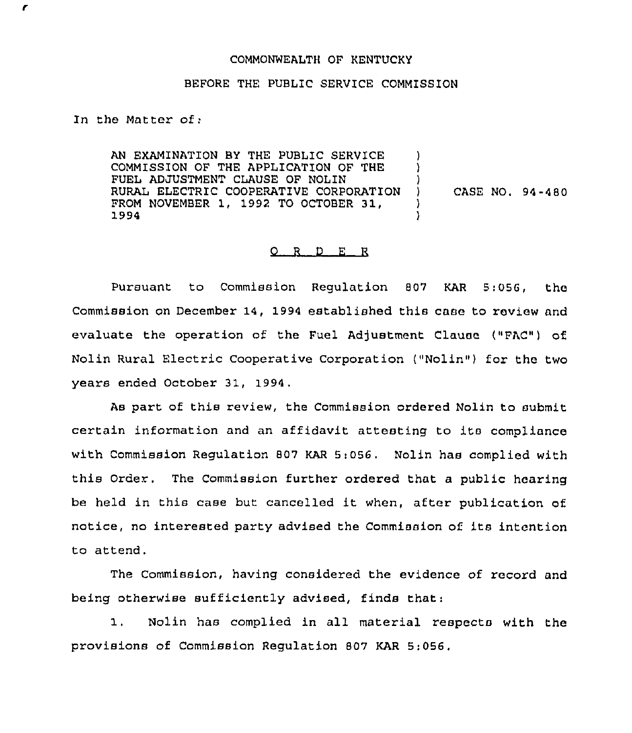COMMONWEALTH OF KENTUCKY

BEFORE THE PUBLIC SERVICE COMMISSION

In the Matter of:

| | | |
|---|---|---|
| AN EXAMINATION BY THE PUBLIC SERVICE COMMISSION OF THE APPLICATION OF THE FUEL ADJUSTMENT CLAUSE OF NOLIN RURAL ELECTRIC COOPERATIVE CORPORATION FROM NOVEMBER 1, 1992 TO OCTOBER 31, 1994 | ) | CASE NO. 94-480 |

## O R D E R

Pursuant to Commission Regulation 807 KAR 5:056, the Commission on December 14, 1994 established this case to review and evaluate the operation of the Fuel Adjustment Clause ("FAC") of Nolin Rural Electric Cooperative Corporation ("Nolin") for the two years ended October 31, 1994.

As part of this review, the Commission ordered Nolin to submit certain information and an affidavit attesting to its compliance with Commission Regulation 807 KAR 5:056. Nolin has complied with this Order. The Commission further ordered that a public hearing be held in this case but cancelled it when, after publication of notice, no interested party advised the Commission of its intention to attend.

The Commission, having considered the evidence of record and being otherwise sufficiently advised, finds that:

1. Nolin has complied in all material respects with the provisions of Commission Regulation 807 KAR 5:056.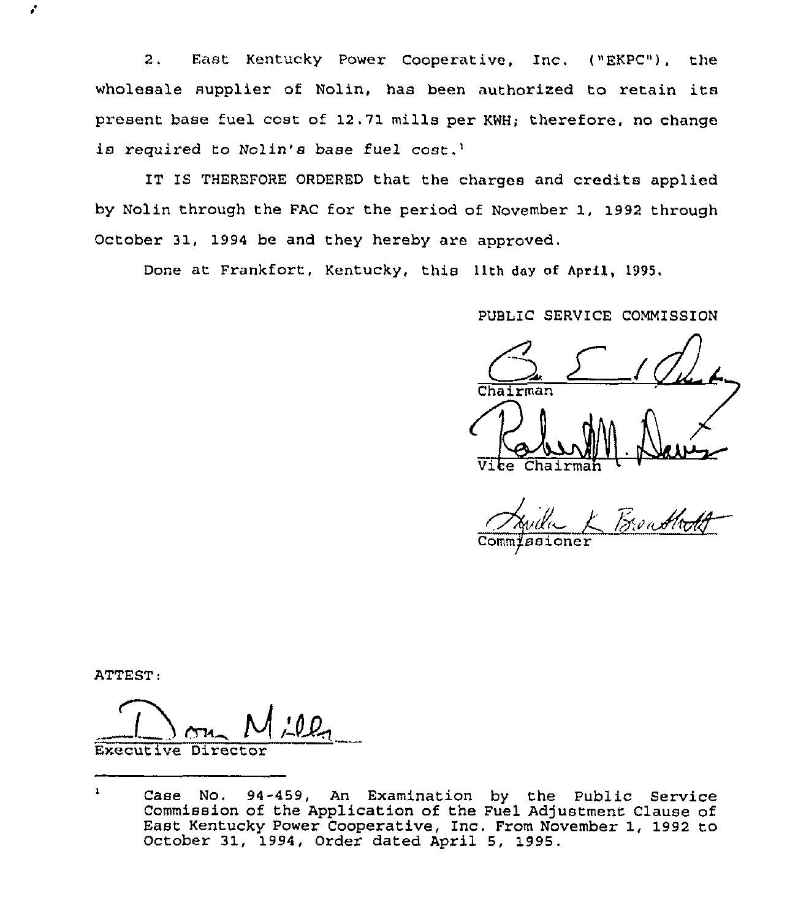2. East Kentucky Power Cooperative, Inc. ("EKPC"), the wholesale supplier of Nolin, has been authorized to retain its present base fuel cost of 12.71 mills per KWH; therefore, no change is required to Nolin's base fuel cost.[1]

IT IS THEREFORE ORDERED that the charges and credits applied by Nolin through the FAC for the period of November 1, 1992 through October 31, 1994 be and they hereby are approved.

Done at Frankfort, Kentucky, this 11th day of April, 1995.

PUBLIC SERVICE COMMISSION

Chairman

Vice Chairman

Commissioner

ATTEST:

Executive Director

---

[1] Case No. 94-459, An Examination by the Public Service Commission of the Application of the Fuel Adjustment Clause of East Kentucky Power Cooperative, Inc. From November 1, 1992 to October 31, 1994, Order dated April 5, 1995.